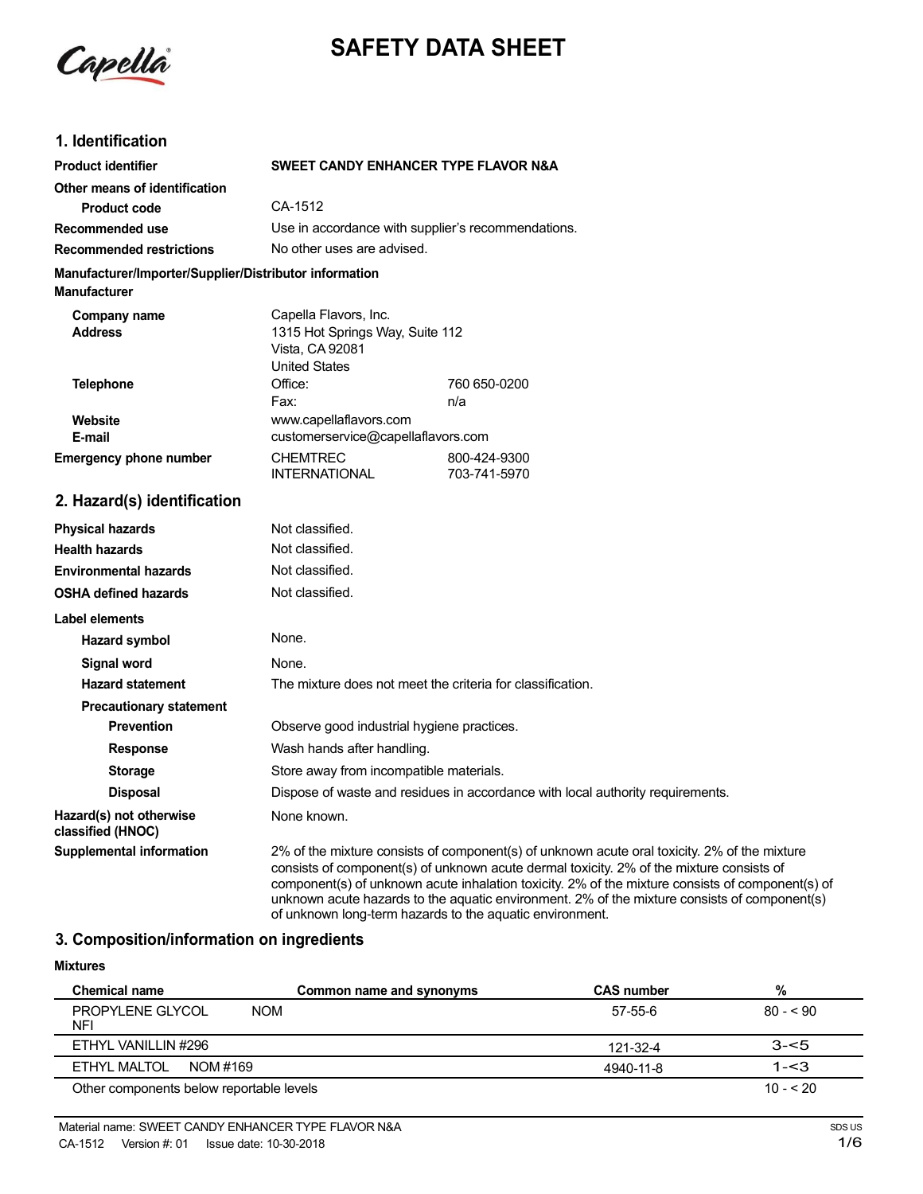Capella

# SAFETY DATA SHEET

## 1. Identification

**Product identifier** SWEET CANDY ENHANCER TYPE FLAVOR N&A

**Other means of identification**

**Product code** CA-1512

**Recommended use** Use in accordance with supplier's recommendations.

**Recommended restrictions** No other uses are advised.

**Manufacturer/Importer/Supplier/Distributor information**

**Manufacturer**

**Company name** Capella Flavors, Inc.

**Address** 1315 Hot Springs Way, Suite 112
Vista, CA 92081
United States

**Telephone** Office: 760 650-0200
Fax: n/a

**Website** www.capellaflavors.com

**E-mail** customerservice@capellaflavors.com

**Emergency phone number** CHEMTREC 800-424-9300
INTERNATIONAL 703-741-5970

## 2. Hazard(s) identification

**Physical hazards** Not classified.

**Health hazards** Not classified.

**Environmental hazards** Not classified.

**OSHA defined hazards** Not classified.

**Label elements**

**Hazard symbol** None.

**Signal word** None.

**Hazard statement** The mixture does not meet the criteria for classification.

**Precautionary statement**

**Prevention** Observe good industrial hygiene practices.

**Response** Wash hands after handling.

**Storage** Store away from incompatible materials.

**Disposal** Dispose of waste and residues in accordance with local authority requirements.

**Hazard(s) not otherwise classified (HNOC)** None known.

**Supplemental information** 2% of the mixture consists of component(s) of unknown acute oral toxicity. 2% of the mixture consists of component(s) of unknown acute dermal toxicity. 2% of the mixture consists of component(s) of unknown acute inhalation toxicity. 2% of the mixture consists of component(s) of unknown acute hazards to the aquatic environment. 2% of the mixture consists of component(s) of unknown long-term hazards to the aquatic environment.

## 3. Composition/information on ingredients

**Mixtures**

| Chemical name | Common name and synonyms | CAS number | % |
|---|---|---|---|
| PROPYLENE GLYCOL NFI | NOM | 57-55-6 | 80 - < 90 |
| ETHYL VANILLIN #296 | | 121-32-4 | 3-<5 |
| ETHYL MALTOL | NOM #169 | 4940-11-8 | 1-<3 |
| Other components below reportable levels | | | 10 - < 20 |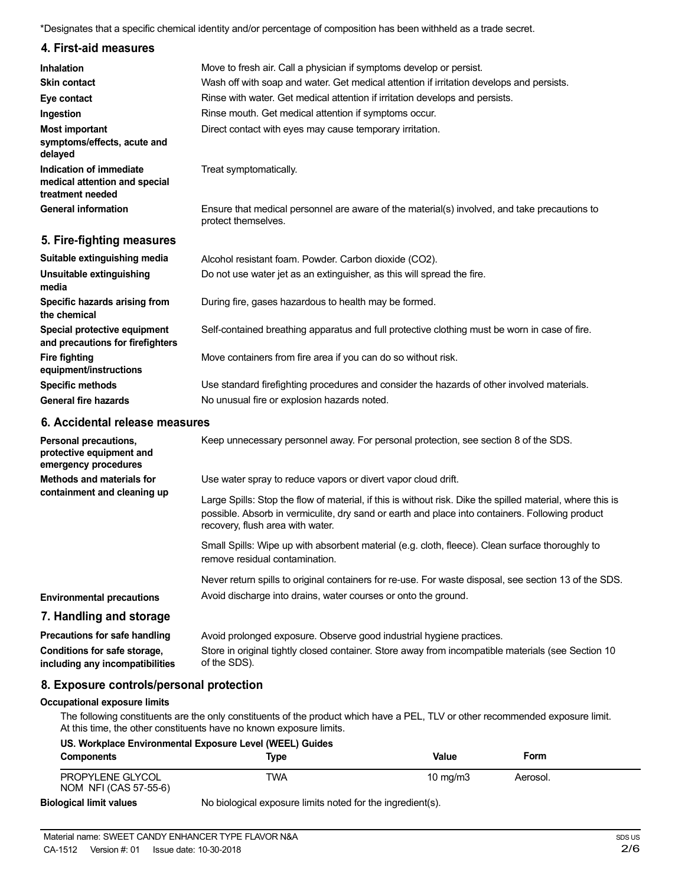*Designates that a specific chemical identity and/or percentage of composition has been withheld as a trade secret.

## 4. First-aid measures

**Inhalation** Move to fresh air. Call a physician if symptoms develop or persist.

**Skin contact** Wash off with soap and water. Get medical attention if irritation develops and persists.

**Eye contact** Rinse with water. Get medical attention if irritation develops and persists.

**Ingestion** Rinse mouth. Get medical attention if symptoms occur.

**Most important symptoms/effects, acute and delayed** Direct contact with eyes may cause temporary irritation.

**Indication of immediate medical attention and special treatment needed** Treat symptomatically.

**General information** Ensure that medical personnel are aware of the material(s) involved, and take precautions to protect themselves.

## 5. Fire-fighting measures

**Suitable extinguishing media** Alcohol resistant foam. Powder. Carbon dioxide ($CO_2$).

**Unsuitable extinguishing media** Do not use water jet as an extinguisher, as this will spread the fire.

**Specific hazards arising from the chemical** During fire, gases hazardous to health may be formed.

**Special protective equipment and precautions for firefighters** Self-contained breathing apparatus and full protective clothing must be worn in case of fire.

**Fire fighting equipment/instructions** Move containers from fire area if you can do so without risk.

**Specific methods** Use standard firefighting procedures and consider the hazards of other involved materials.

**General fire hazards** No unusual fire or explosion hazards noted.

## 6. Accidental release measures

**Personal precautions, protective equipment and emergency procedures** Keep unnecessary personnel away. For personal protection, see section 8 of the SDS.

**Methods and materials for containment and cleaning up** Use water spray to reduce vapors or divert vapor cloud drift.

Large Spills: Stop the flow of material, if this is without risk. Dike the spilled material, where this is possible. Absorb in vermiculite, dry sand or earth and place into containers. Following product recovery, flush area with water.

Small Spills: Wipe up with absorbent material (e.g. cloth, fleece). Clean surface thoroughly to remove residual contamination.

Never return spills to original containers for re-use. For waste disposal, see section 13 of the SDS.

**Environmental precautions** Avoid discharge into drains, water courses or onto the ground.

## 7. Handling and storage

**Precautions for safe handling** Avoid prolonged exposure. Observe good industrial hygiene practices.

**Conditions for safe storage, including any incompatibilities** Store in original tightly closed container. Store away from incompatible materials (see Section 10 of the SDS).

## 8. Exposure controls/personal protection

**Occupational exposure limits**

The following constituents are the only constituents of the product which have a PEL, TLV or other recommended exposure limit. At this time, the other constituents have no known exposure limits.

**US. Workplace Environmental Exposure Level (WEEL) Guides**

| Components | Type | Value | Form |
|---|---|---|---|
| PROPYLENE GLYCOL NOM NFI (CAS 57-55-6) | TWA | 10 mg/m3 | Aerosol. |

**Biological limit values** No biological exposure limits noted for the ingredient(s).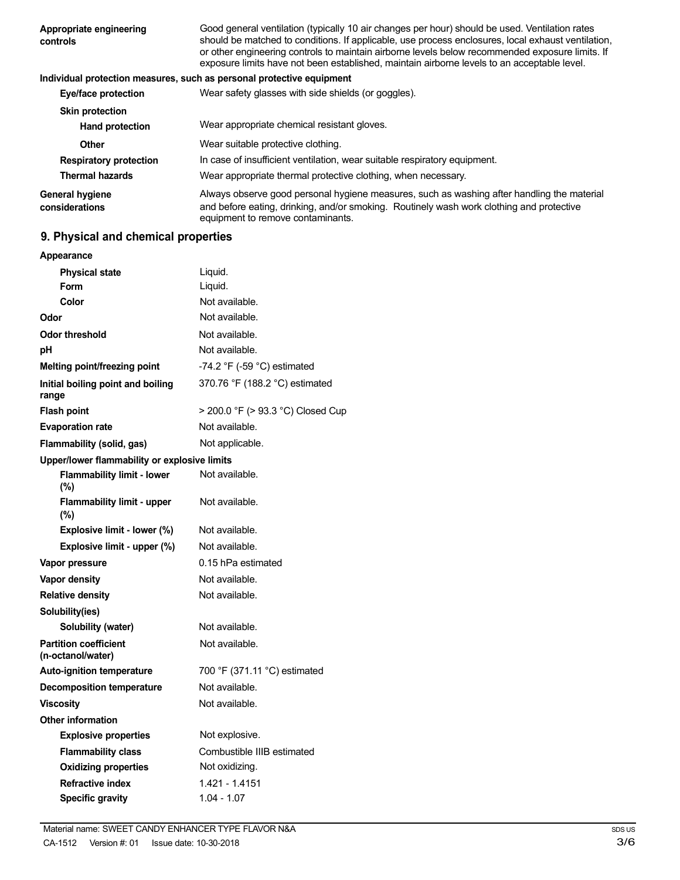| | |
|---|---|
| **Appropriate engineering controls** | Good general ventilation (typically 10 air changes per hour) should be used. Ventilation rates should be matched to conditions. If applicable, use process enclosures, local exhaust ventilation, or other engineering controls to maintain airborne levels below recommended exposure limits. If exposure limits have not been established, maintain airborne levels to an acceptable level. |

**Individual protection measures, such as personal protective equipment**

| | |
|---|---|
| **Eye/face protection** | Wear safety glasses with side shields (or goggles). |
| **Skin protection** | |
| **Hand protection** | Wear appropriate chemical resistant gloves. |
| **Other** | Wear suitable protective clothing. |
| **Respiratory protection** | In case of insufficient ventilation, wear suitable respiratory equipment. |
| **Thermal hazards** | Wear appropriate thermal protective clothing, when necessary. |
| **General hygiene considerations** | Always observe good personal hygiene measures, such as washing after handling the material and before eating, drinking, and/or smoking. Routinely wash work clothing and protective equipment to remove contaminants. |

## 9. Physical and chemical properties

| | |
|---|---|
| **Appearance** | |
| **Physical state** | Liquid. |
| **Form** | Liquid. |
| **Color** | Not available. |
| **Odor** | Not available. |
| **Odor threshold** | Not available. |
| **pH** | Not available. |
| **Melting point/freezing point** | -74.2 °F (-59 °C) estimated |
| **Initial boiling point and boiling range** | 370.76 °F (188.2 °C) estimated |
| **Flash point** | > 200.0 °F (> 93.3 °C) Closed Cup |
| **Evaporation rate** | Not available. |
| **Flammability (solid, gas)** | Not applicable. |
| **Upper/lower flammability or explosive limits** | |
| **Flammability limit - lower (%)** | Not available. |
| **Flammability limit - upper (%)** | Not available. |
| **Explosive limit - lower (%)** | Not available. |
| **Explosive limit - upper (%)** | Not available. |
| **Vapor pressure** | 0.15 hPa estimated |
| **Vapor density** | Not available. |
| **Relative density** | Not available. |
| **Solubility(ies)** | |
| **Solubility (water)** | Not available. |
| **Partition coefficient (n-octanol/water)** | Not available. |
| **Auto-ignition temperature** | 700 °F (371.11 °C) estimated |
| **Decomposition temperature** | Not available. |
| **Viscosity** | Not available. |
| **Other information** | |
| **Explosive properties** | Not explosive. |
| **Flammability class** | Combustible IIIB estimated |
| **Oxidizing properties** | Not oxidizing. |
| **Refractive index** | 1.421 - 1.4151 |
| **Specific gravity** | 1.04 - 1.07 |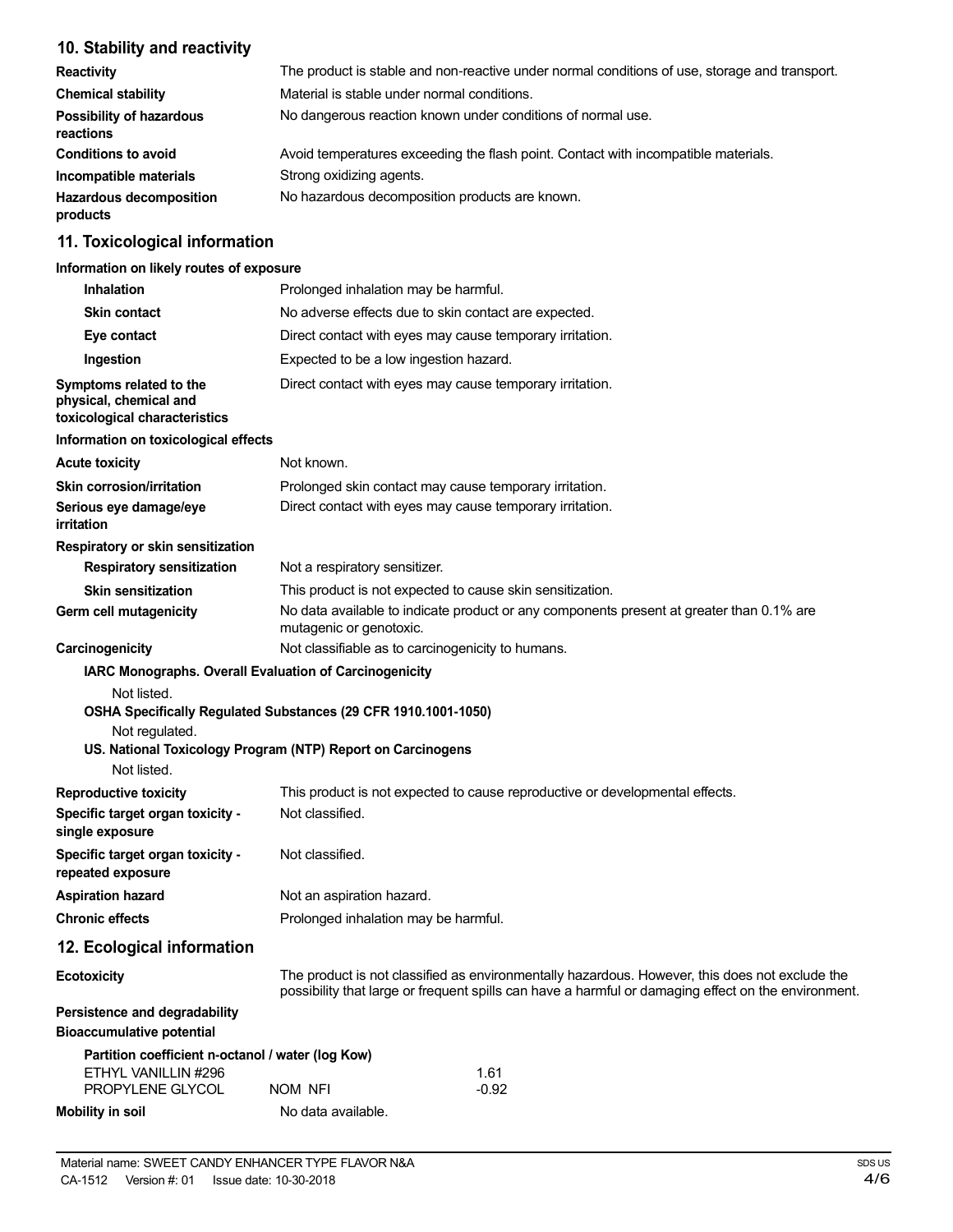## 10. Stability and reactivity

| | |
|---|---|
| **Reactivity** | The product is stable and non-reactive under normal conditions of use, storage and transport. |
| **Chemical stability** | Material is stable under normal conditions. |
| **Possibility of hazardous reactions** | No dangerous reaction known under conditions of normal use. |
| **Conditions to avoid** | Avoid temperatures exceeding the flash point. Contact with incompatible materials. |
| **Incompatible materials** | Strong oxidizing agents. |
| **Hazardous decomposition products** | No hazardous decomposition products are known. |

## 11. Toxicological information

**Information on likely routes of exposure**

| | |
|---|---|
| **Inhalation** | Prolonged inhalation may be harmful. |
| **Skin contact** | No adverse effects due to skin contact are expected. |
| **Eye contact** | Direct contact with eyes may cause temporary irritation. |
| **Ingestion** | Expected to be a low ingestion hazard. |
| **Symptoms related to the physical, chemical and toxicological characteristics** | Direct contact with eyes may cause temporary irritation. |

**Information on toxicological effects**

| | |
|---|---|
| **Acute toxicity** | Not known. |
| **Skin corrosion/irritation** | Prolonged skin contact may cause temporary irritation. |
| **Serious eye damage/eye irritation** | Direct contact with eyes may cause temporary irritation. |

**Respiratory or skin sensitization**

| | |
|---|---|
| **Respiratory sensitization** | Not a respiratory sensitizer. |
| **Skin sensitization** | This product is not expected to cause skin sensitization. |
| **Germ cell mutagenicity** | No data available to indicate product or any components present at greater than 0.1% are mutagenic or genotoxic. |
| **Carcinogenicity** | Not classifiable as to carcinogenicity to humans. |

**IARC Monographs. Overall Evaluation of Carcinogenicity**

Not listed.

**OSHA Specifically Regulated Substances (29 CFR 1910.1001-1050)**

Not regulated.

**US. National Toxicology Program (NTP) Report on Carcinogens**

Not listed.

| | |
|---|---|
| **Reproductive toxicity** | This product is not expected to cause reproductive or developmental effects. |
| **Specific target organ toxicity - single exposure** | Not classified. |
| **Specific target organ toxicity - repeated exposure** | Not classified. |
| **Aspiration hazard** | Not an aspiration hazard. |
| **Chronic effects** | Prolonged inhalation may be harmful. |

## 12. Ecological information

| | |
|---|---|
| **Ecotoxicity** | The product is not classified as environmentally hazardous. However, this does not exclude the possibility that large or frequent spills can have a harmful or damaging effect on the environment. |

**Persistence and degradability**

**Bioaccumulative potential**

**Partition coefficient n-octanol / water (log Kow)**

| | | |
|---|---|---|
| ETHYL VANILLIN #296 | | 1.61 |
| PROPYLENE GLYCOL | NOM NFI | -0.92 |

| | |
|---|---|
| **Mobility in soil** | No data available. |

Material name: SWEET CANDY ENHANCER TYPE FLAVOR N&A

CA-1512 Version #: 01 Issue date: 10-30-2018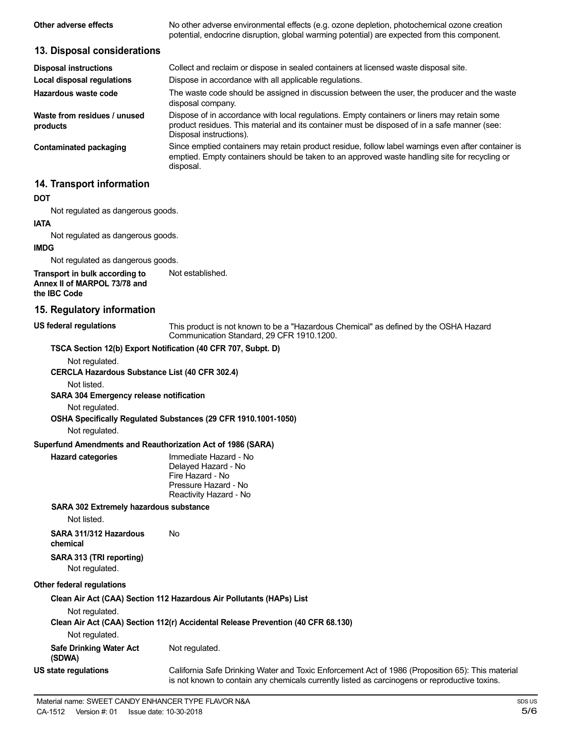| | |
|---|---|
| **Other adverse effects** | No other adverse environmental effects (e.g. ozone depletion, photochemical ozone creation potential, endocrine disruption, global warming potential) are expected from this component. |

## 13. Disposal considerations

| | |
|---|---|
| **Disposal instructions** | Collect and reclaim or dispose in sealed containers at licensed waste disposal site. |
| **Local disposal regulations** | Dispose in accordance with all applicable regulations. |
| **Hazardous waste code** | The waste code should be assigned in discussion between the user, the producer and the waste disposal company. |
| **Waste from residues / unused products** | Dispose of in accordance with local regulations. Empty containers or liners may retain some product residues. This material and its container must be disposed of in a safe manner (see: Disposal instructions). |
| **Contaminated packaging** | Since emptied containers may retain product residue, follow label warnings even after container is emptied. Empty containers should be taken to an approved waste handling site for recycling or disposal. |

## 14. Transport information

**DOT**

Not regulated as dangerous goods.

**IATA**

Not regulated as dangerous goods.

**IMDG**

Not regulated as dangerous goods.

**Transport in bulk according to Annex II of MARPOL 73/78 and the IBC Code** Not established.

## 15. Regulatory information

**US federal regulations** This product is not known to be a "Hazardous Chemical" as defined by the OSHA Hazard Communication Standard, 29 CFR 1910.1200.

**TSCA Section 12(b) Export Notification (40 CFR 707, Subpt. D)**

Not regulated.

**CERCLA Hazardous Substance List (40 CFR 302.4)**

Not listed.

**SARA 304 Emergency release notification**

Not regulated.

**OSHA Specifically Regulated Substances (29 CFR 1910.1001-1050)**

Not regulated.

**Superfund Amendments and Reauthorization Act of 1986 (SARA)**

**Hazard categories**
Immediate Hazard - No
Delayed Hazard - No
Fire Hazard - No
Pressure Hazard - No
Reactivity Hazard - No

**SARA 302 Extremely hazardous substance**

Not listed.

**SARA 311/312 Hazardous chemical** No

**SARA 313 (TRI reporting)**

Not regulated.

**Other federal regulations**

**Clean Air Act (CAA) Section 112 Hazardous Air Pollutants (HAPs) List**

Not regulated.

**Clean Air Act (CAA) Section 112(r) Accidental Release Prevention (40 CFR 68.130)**

Not regulated.

**Safe Drinking Water Act (SDWA)** Not regulated.

**US state regulations** California Safe Drinking Water and Toxic Enforcement Act of 1986 (Proposition 65): This material is not known to contain any chemicals currently listed as carcinogens or reproductive toxins.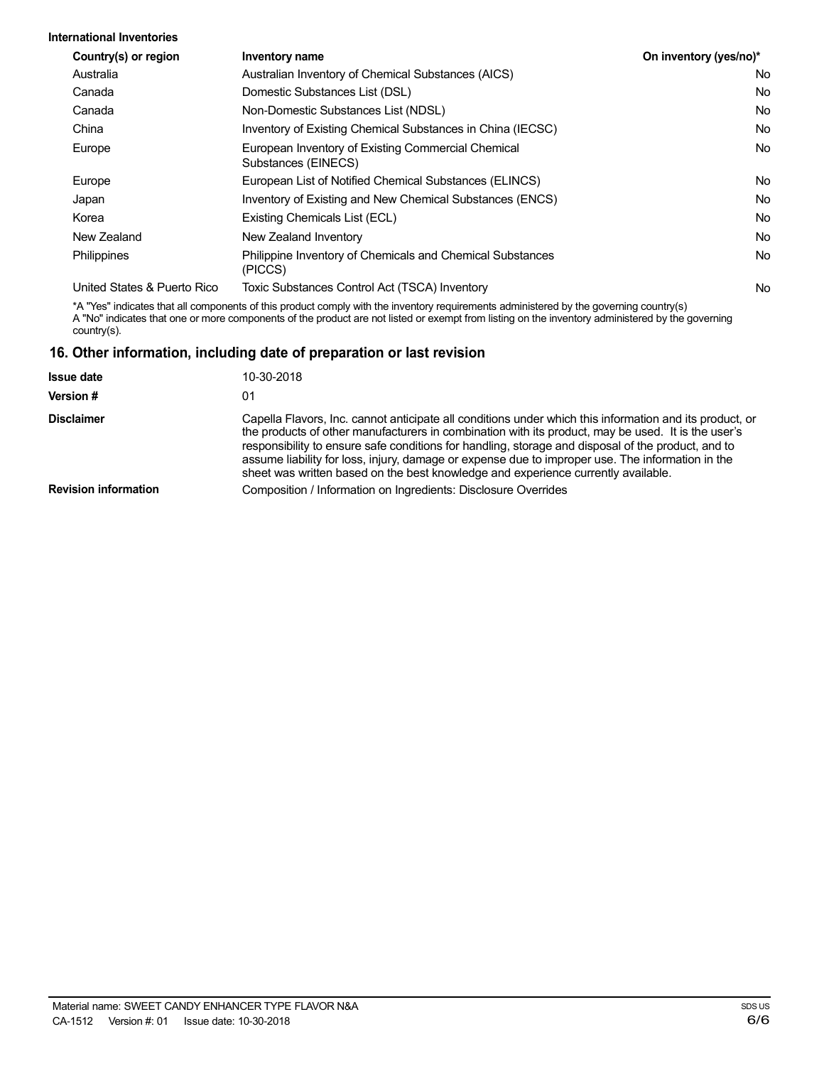**International Inventories**

| Country(s) or region | Inventory name | On inventory (yes/no)* |
|---|---|---|
| Australia | Australian Inventory of Chemical Substances (AICS) | No |
| Canada | Domestic Substances List (DSL) | No |
| Canada | Non-Domestic Substances List (NDSL) | No |
| China | Inventory of Existing Chemical Substances in China (IECSC) | No |
| Europe | European Inventory of Existing Commercial Chemical Substances (EINECS) | No |
| Europe | European List of Notified Chemical Substances (ELINCS) | No |
| Japan | Inventory of Existing and New Chemical Substances (ENCS) | No |
| Korea | Existing Chemicals List (ECL) | No |
| New Zealand | New Zealand Inventory | No |
| Philippines | Philippine Inventory of Chemicals and Chemical Substances (PICCS) | No |
| United States & Puerto Rico | Toxic Substances Control Act (TSCA) Inventory | No |

*A "Yes" indicates that all components of this product comply with the inventory requirements administered by the governing country(s)
A "No" indicates that one or more components of the product are not listed or exempt from listing on the inventory administered by the governing country(s).

## 16. Other information, including date of preparation or last revision

| | |
|---|---|
| **Issue date** | 10-30-2018 |
| **Version #** | 01 |
| **Disclaimer** | Capella Flavors, Inc. cannot anticipate all conditions under which this information and its product, or the products of other manufacturers in combination with its product, may be used. It is the user's responsibility to ensure safe conditions for handling, storage and disposal of the product, and to assume liability for loss, injury, damage or expense due to improper use. The information in the sheet was written based on the best knowledge and experience currently available. |
| **Revision information** | Composition / Information on Ingredients: Disclosure Overrides |